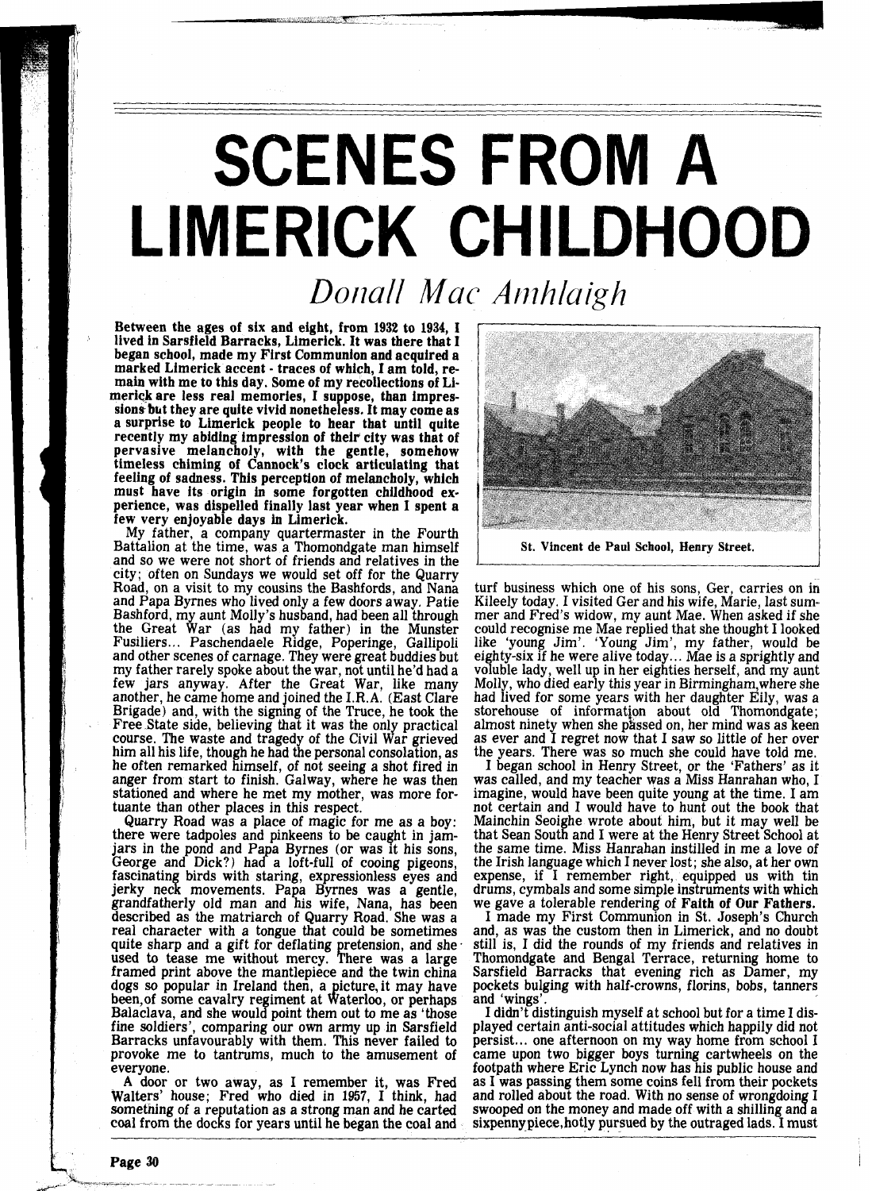# SCENES FROM A LIMERICK CHILDHOOD

*Donall Mac Amhlaigh*

**Between the ages of six and eight, from 1932 to 1934, I lived in Sarsfield Barracks, Limerick. It was there that I began school, made my First Communion and acquired a marked Limerick accent - traces of which, I am told, remain with me to this day. Some of my recollections of Limerick are less real memories, I suppose, than impressions but they are quite vivid nonetheless. It may come as a surprise to Limerick people to hear that until quite recently my abiding impression of their city was that of pervasive melancholy, with the gentle, somehow timeless chiming of Cannock's clock articulating that feeling of sadness. This perception of melancholy, which must have its origin in some forgotten childhood experience, was dispelled finally last year when I spent a few very enjoyable days in Limerick.**

My father, a company quartermaster in the Fourth Battalion at the time, was a Thomondgate man himself and so we were not short of friends and relatives in the city; often on Sundays we would set off for the Quarry Road, on a visit to my cousins the Bashfords, and Nana and Papa Byrnes who lived only a few doors away. Patie Bashford, my aunt Molly's husband, had been all through the Great War (as had my father) in the Munster Fusiliers... Paschendaele Ridge, Poperinge, Gallipoli and other scenes of carnage. They were great buddies but my father rarely spoke about the war, not until he'd had a few jars anyway. After the Great War, like many another, he came home and joined the I.R.A. (East Clare Brigade) and, with the signing of the Truce, he took the Free State side, believing that it was the only practical course. The waste and tragedy of the Civil War grieved him all his life, though he had the personal consolation, as he often remarked himself, of not seeing a shot fired in anger from start to finish. Galway, where he was then stationed and where he met my mother, was more fortuante than other places in this respect.

Quarry Road was a place of magic for me as a boy: there were tadpoles and pinkeens to be caught in jamjars in the pond and Papa Byrnes (or was it his sons, George and Dick?) had a loft-full of cooing pigeons, fascinating birds with staring, expressionless eyes and jerky neck movements. Papa Byrnes was a gentle, grandfatherly old man and his wife, Nana, has been described as the matriarch of Quarry Road. She was a real character with a tongue that could be sometimes quite sharp and a gift for deflating pretension, and she used to tease me without mercy. There was a large framed print above the mantlepiece and the twin china dogs so popular in Ireland then, a picture, it may have been, of some cavalry regiment at Waterloo, or perhaps Balaclava, and she would point them out to me as 'those fine soldiers', comparing our own army up in Sarsfield Barracks unfavourably with them. This never failed to provoke me to tantrums, much to the amusement of everyone.

A door or two away, as I remember it, was Fred Walters' house; Fred who died in 1957, I think, had something of a reputation as a strong man and he carted coal from the docks for years until he began the coal and turf business which one of his sons, Ger, carries on in Kileely today. I visited Ger and his wife, Marie, last summer and Fred's widow, my aunt Mae. When asked if she could recognise me Mae replied that she thought I looked like 'young Jim'. 'Young Jim', my father, would be eighty-six if he were alive today... Mae is a sprightly and voluble lady, well up in her eighties herself, and my aunt Molly, who died early this year in Birmingham, where she had lived for some years with her daughter Eily, was a storehouse of information about old Thomondgate; almost ninety when she passed on, her mind was as keen as ever and I regret now that I saw so little of her over the years. There was so much she could have told me.

St. Vincent de Paul School, Henry Street.

I began school in Henry Street, or the 'Fathers' as it was called, and my teacher was a Miss Hanrahan who, I imagine, would have been quite young at the time. I am not certain and I would have to hunt out the book that Mainchin Seoighe wrote about him, but it may well be that Sean South and I were at the Henry Street School at the same time. Miss Hanrahan instilled in me a love of the Irish language which I never lost; she also, at her own expense, if I remember right, equipped us with tin drums, cymbals and some simple instruments with which we gave a tolerable rendering of **Faith of Our Fathers.**

I made my First Communion in St. Joseph's Church and, as was the custom then in Limerick, and no doubt still is, I did the rounds of my friends and relatives in Thomondgate and Bengal Terrace, returning home to Sarsfield Barracks that evening rich as Damer, my pockets bulging with half-crowns, florins, bobs, tanners and 'wings'.

I didn't distinguish myself at school but for a time I displayed certain anti-social attitudes which happily did not persist... one afternoon on my way home from school I came upon two bigger boys turning cartwheels on the footpath where Eric Lynch now has his public house and as I was passing them some coins fell from their pockets and rolled about the road. With no sense of wrongdoing I swooped on the money and made off with a shilling and a sixpenny piece, hotly pursued by the outraged lads. I must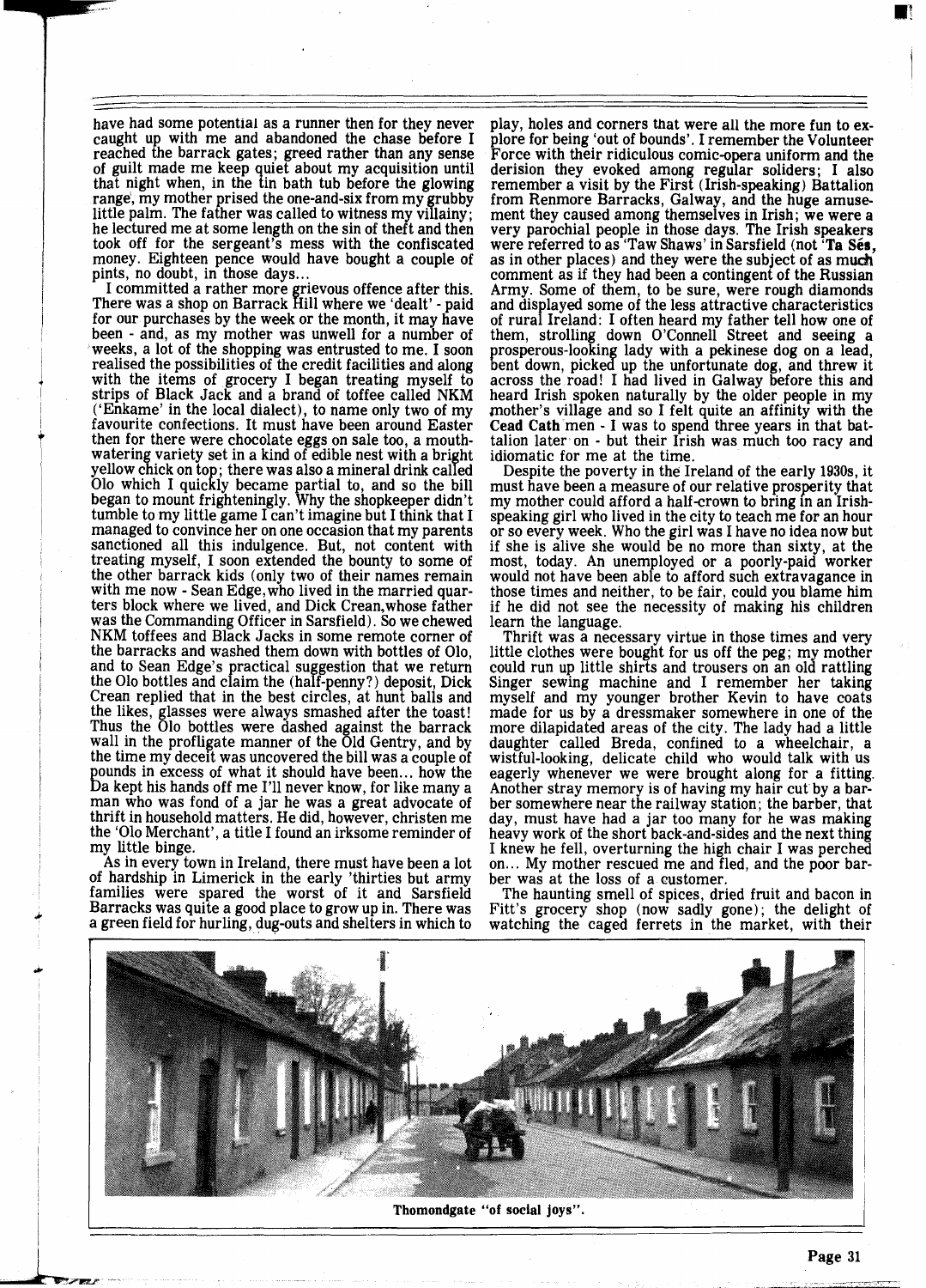have had some potential as a runner then for they never caught up with me and abandoned the chase before I reached the barrack gates; greed rather than any sense of guilt made me keep quiet about my acquisition until that night when, in the tin bath tub before the glowing range, my mother prised the one-and-six from my grubby little palm. The father was called to witness my villainy; he lectured me at some length on the sin of theft and then took off for the sergeant's mess with the confiscated money. Eighteen pence would have bought a couple of pints, no doubt, in those days...

I committed a rather more grievous offence after this. There was a shop on Barrack Hill where we 'dealt' - paid for our purchases by the week or the month, it may have been - and, as my mother was unwell for a number of weeks, a lot of the shopping was entrusted to me. I soon realised the possibilities of the credit facilities and along with the items of grocery I began treating myself to strips of Black Jack and a brand of toffee called NKM ('Enkame' in the local dialect), to name only two of my favourite confections. It must have been around Easter then for there were chocolate eggs on sale too, a mouth-watering variety set in a kind of edible nest with a bright yellow chick on top; there was also a mineral drink called Olo which I quickly became partial to, and so the bill began to mount frighteningly. Why the shopkeeper didn't tumble to my little game I can't imagine but I think that I managed to convince her on one occasion that my parents sanctioned all this indulgence. But, not content with treating myself, I soon extended the bounty to some of the other barrack kids (only two of their names remain with me now - Sean Edge, who lived in the married quarters block where we lived, and Dick Crean, whose father was the Commanding Officer in Sarsfield). So we chewed NKM toffees and Black Jacks in some remote corner of the barracks and washed them down with bottles of Olo, and to Sean Edge's practical suggestion that we return the Olo bottles and claim the (half-penny?) deposit, Dick Crean replied that in the best circles, at hunt balls and the likes, glasses were always smashed after the toast! Thus the Olo bottles were dashed against the barrack wall in the profligate manner of the Old Gentry, and by the time my deceit was uncovered the bill was a couple of pounds in excess of what it should have been... how the Da kept his hands off me I'll never know, for like many a man who was fond of a jar he was a great advocate of thrift in household matters. He did, however, christen me the 'Olo Merchant', a title I found an irksome reminder of my little binge.

As in every town in Ireland, there must have been a lot of hardship in Limerick in the early 'thirties but army families were spared the worst of it and Sarsfield Barracks was quite a good place to grow up in. There was a green field for hurling, dug-outs and shelters in which to play, holes and corners that were all the more fun to explore for being 'out of bounds'. I remember the Volunteer Force with their ridiculous comic-opera uniform and the derision they evoked among regular soliders; I also remember a visit by the First (Irish-speaking) Battalion from Renmore Barracks, Galway, and the huge amusement they caused among themselves in Irish; we were a very parochial people in those days. The Irish speakers were referred to as 'Taw Shaws' in Sarsfield (not '**Ta Sés**, as in other places) and they were the subject of as much comment as if they had been a contingent of the Russian Army. Some of them, to be sure, were rough diamonds and displayed some of the less attractive characteristics of rural Ireland: I often heard my father tell how one of them, strolling down O'Connell Street and seeing a prosperous-looking lady with a pekinese dog on a lead, bent down, picked up the unfortunate dog, and threw it across the road! I had lived in Galway before this and heard Irish spoken naturally by the older people in my mother's village and so I felt quite an affinity with the **Cead Cath** men - I was to spend three years in that battalion later on - but their Irish was much too racy and idiomatic for me at the time.

Despite the poverty in the Ireland of the early 1930s, it must have been a measure of our relative prosperity that my mother could afford a half-crown to bring in an Irish-speaking girl who lived in the city to teach me for an hour or so every week. Who the girl was I have no idea now but if she is alive she would be no more than sixty, at the most, today. An unemployed or a poorly-paid worker would not have been able to afford such extravagance in those times and neither, to be fair, could you blame him if he did not see the necessity of making his children learn the language.

Thrift was a necessary virtue in those times and very little clothes were bought for us off the peg; my mother could run up little shirts and trousers on an old rattling Singer sewing machine and I remember her taking myself and my younger brother Kevin to have coats made for us by a dressmaker somewhere in one of the more dilapidated areas of the city. The lady had a little daughter called Breda, confined to a wheelchair, a wistful-looking, delicate child who would talk with us eagerly whenever we were brought along for a fitting. Another stray memory is of having my hair cut by a barber somewhere near the railway station; the barber, that day, must have had a jar too many for he was making heavy work of the short back-and-sides and the next thing I knew he fell, overturning the high chair I was perched on... My mother rescued me and fled, and the poor barber was at the loss of a customer.

The haunting smell of spices, dried fruit and bacon in Fitt's grocery shop (now sadly gone); the delight of watching the caged ferrets in the market, with their

**Thomondgate "of social joys".**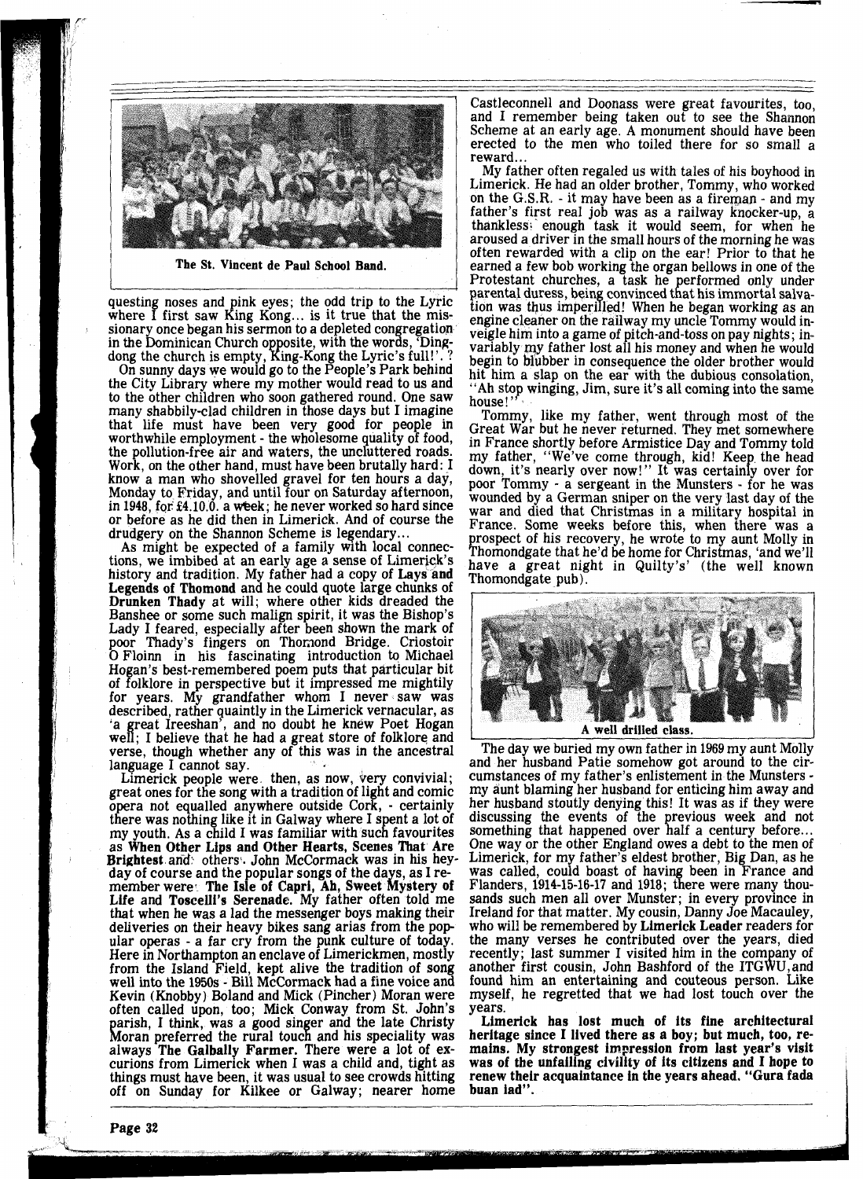The St. Vincent de Paul School Band.

questing noses and pink eyes; the odd trip to the Lyric where I first saw King Kong... is it true that the missionary once began his sermon to a depleted congregation in the Dominican Church opposite, with the words, 'Ding-dong the church is empty, King-Kong the Lyric's full!'. ?

On sunny days we would go to the People's Park behind the City Library where my mother would read to us and to the other children who soon gathered round. One saw many shabbily-clad children in those days but I imagine that life must have been very good for people in worthwhile employment - the wholesome quality of food, the pollution-free air and waters, the uncluttered roads. Work, on the other hand, must have been brutally hard: I know a man who shovelled gravel for ten hours a day, Monday to Friday, and until four on Saturday afternoon, in 1948, for £4.10.0. a week; he never worked so hard since or before as he did then in Limerick. And of course the drudgery on the Shannon Scheme is legendary...

As might be expected of a family with local connections, we imbibed at an early age a sense of Limerick's history and tradition. My father had a copy of **Lays and Legends of Thomond** and he could quote large chunks of **Drunken Thady** at will; where other kids dreaded the Banshee or some such malign spirit, it was the Bishop's Lady I feared, especially after been shown the mark of poor Thady's fingers on Thomond Bridge. Criostoir O Floinn in his fascinating introduction to Michael Hogan's best-remembered poem puts that particular bit of folklore in perspective but it impressed me mightily for years. My grandfather whom I never saw was described, rather quaintly in the Limerick vernacular, as 'a great Ireeshan', and no doubt he knew Poet Hogan well; I believe that he had a great store of folklore and verse, though whether any of this was in the ancestral language I cannot say.

Limerick people were then, as now, very convivial; great ones for the song with a tradition of light and comic opera not equalled anywhere outside Cork, - certainly there was nothing like it in Galway where I spent a lot of my youth. As a child I was familiar with such favourites as **When Other Lips and Other Hearts, Scenes That Are Brightest** and others. John McCormack was in his heyday of course and the popular songs of the days, as I remember were: **The Isle of Capri, Ah, Sweet Mystery of Life** and **Toscelli's Serenade.** My father often told me that when he was a lad the messenger boys making their deliveries on their heavy bikes sang arias from the popular operas - a far cry from the punk culture of today. Here in Northampton an enclave of Limerickmen, mostly from the Island Field, kept alive the tradition of song well into the 1950s - Bill McCormack had a fine voice and Kevin (Knobby) Boland and Mick (Pincher) Moran were often called upon, too; Mick Conway from St. John's parish, I think, was a good singer and the late Christy Moran preferred the rural touch and his speciality was always **The Galbally Farmer.** There were a lot of excurions from Limerick when I was a child and, tight as things must have been, it was usual to see crowds hitting off on Sunday for Kilkee or Galway; nearer home Castleconnell and Doonass were great favourites, too, and I remember being taken out to see the Shannon Scheme at an early age. A monument should have been erected to the men who toiled there for so small a reward...

My father often regaled us with tales of his boyhood in Limerick. He had an older brother, Tommy, who worked on the G.S.R. - it may have been as a fireman - and my father's first real job was as a railway knocker-up, a thankless enough task it would seem, for when he aroused a driver in the small hours of the morning he was often rewarded with a clip on the ear! Prior to that he earned a few bob working the organ bellows in one of the Protestant churches, a task he performed only under parental duress, being convinced that his immortal salvation was thus imperilled! When he began working as an engine cleaner on the railway my uncle Tommy would inveigle him into a game of pitch-and-toss on pay nights; invariably my father lost all his money and when he would begin to blubber in consequence the older brother would hit him a slap on the ear with the dubious consolation, "Ah stop winging, Jim, sure it's all coming into the same house!"

Tommy, like my father, went through most of the Great War but he never returned. They met somewhere in France shortly before Armistice Day and Tommy told my father, "We've come through, kid! Keep the head down, it's nearly over now!" It was certainly over for poor Tommy - a sergeant in the Munsters - for he was wounded by a German sniper on the very last day of the war and died that Christmas in a military hospital in France. Some weeks before this, when there was a prospect of his recovery, he wrote to my aunt Molly in Thomondgate that he'd be home for Christmas, 'and we'll have a great night in Quilty's' (the well known Thomondgate pub).

A well drilled class.

The day we buried my own father in 1969 my aunt Molly and her husband Patie somehow got around to the circumstances of my father's enlistement in the Munsters - my aunt blaming her husband for enticing him away and her husband stoutly denying this! It was as if they were discussing the events of the previous week and not something that happened over half a century before... One way or the other England owes a debt to the men of Limerick, for my father's eldest brother, Big Dan, as he was called, could boast of having been in France and Flanders, 1914-15-16-17 and 1918; there were many thousands such men all over Munster; in every province in Ireland for that matter. My cousin, Danny Joe Macauley, who will be remembered by **Limerick Leader** readers for the many verses he contributed over the years, died recently; last summer I visited him in the company of another first cousin, John Bashford of the ITGWU, and found him an entertaining and couteous person. Like myself, he regretted that we had lost touch over the years.

**Limerick has lost much of its fine architectural heritage since I lived there as a boy; but much, too, remains. My strongest impression from last year's visit was of the unfailing civility of its citizens and I hope to renew their acquaintance in the years ahead. "Gura fada buan lad".**